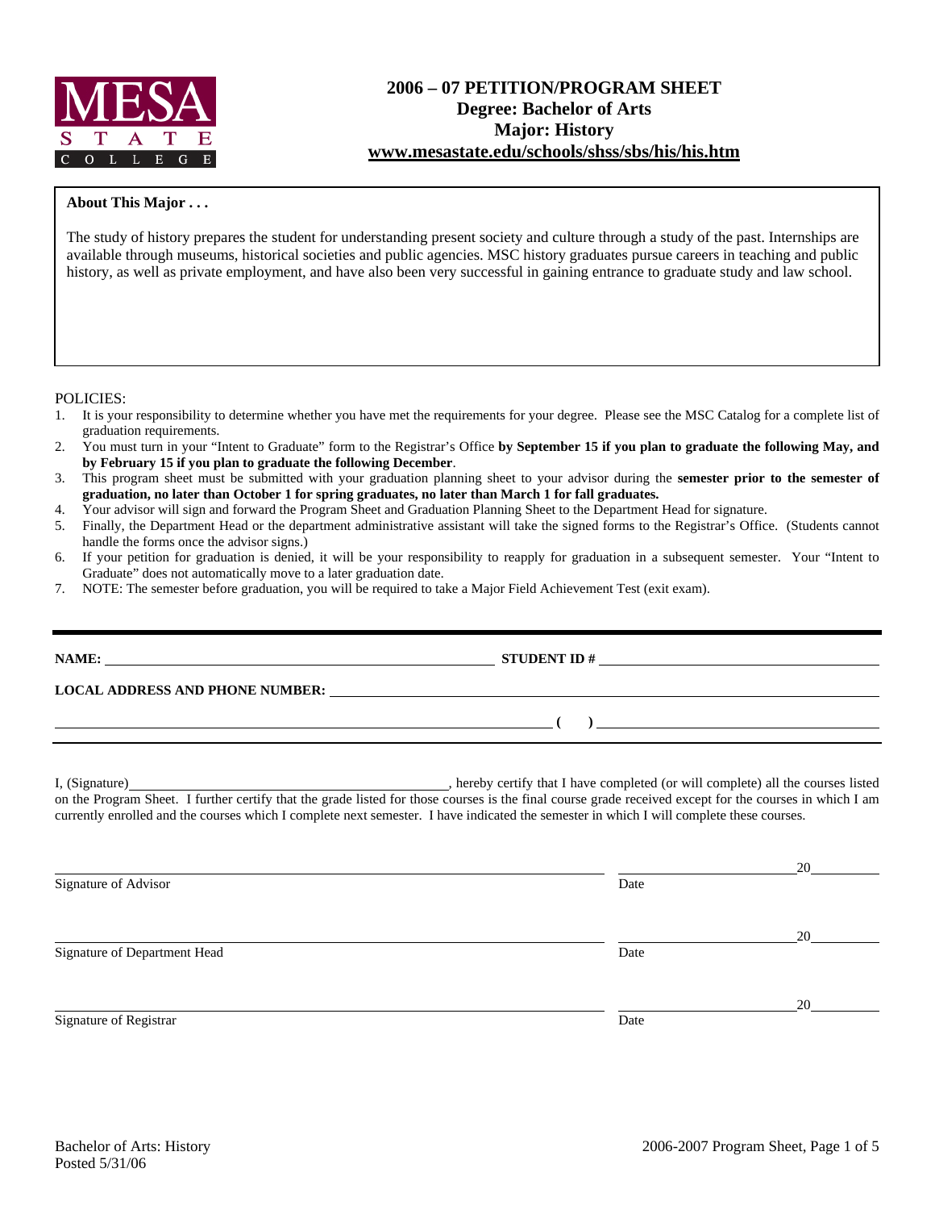MESA STATE COLLEGE

# 2006 – 07 PETITION/PROGRAM SHEET
## Degree: Bachelor of Arts
## Major: History
## www.mesastate.edu/schools/shss/sbs/his/his.htm

**About This Major . . .**

The study of history prepares the student for understanding present society and culture through a study of the past. Internships are available through museums, historical societies and public agencies. MSC history graduates pursue careers in teaching and public history, as well as private employment, and have also been very successful in gaining entrance to graduate study and law school.

POLICIES:

1. It is your responsibility to determine whether you have met the requirements for your degree. Please see the MSC Catalog for a complete list of graduation requirements.
2. You must turn in your "Intent to Graduate" form to the Registrar's Office **by September 15 if you plan to graduate the following May, and by February 15 if you plan to graduate the following December**.
3. This program sheet must be submitted with your graduation planning sheet to your advisor during the **semester prior to the semester of graduation, no later than October 1 for spring graduates, no later than March 1 for fall graduates.**
4. Your advisor will sign and forward the Program Sheet and Graduation Planning Sheet to the Department Head for signature.
5. Finally, the Department Head or the department administrative assistant will take the signed forms to the Registrar's Office. (Students cannot handle the forms once the advisor signs.)
6. If your petition for graduation is denied, it will be your responsibility to reapply for graduation in a subsequent semester. Your "Intent to Graduate" does not automatically move to a later graduation date.
7. NOTE: The semester before graduation, you will be required to take a Major Field Achievement Test (exit exam).

**NAME:** ______________________ **STUDENT ID #** ______________________

**LOCAL ADDRESS AND PHONE NUMBER:** ______________________

______________________ **( )** ______________________

I, (Signature)______________________, hereby certify that I have completed (or will complete) all the courses listed on the Program Sheet. I further certify that the grade listed for those courses is the final course grade received except for the courses in which I am currently enrolled and the courses which I complete next semester. I have indicated the semester in which I will complete these courses.

______________________ ______________ 20______
Signature of Advisor Date

______________________ ______________ 20______
Signature of Department Head Date

______________________ ______________ 20______
Signature of Registrar Date

Bachelor of Arts: History
Posted 5/31/06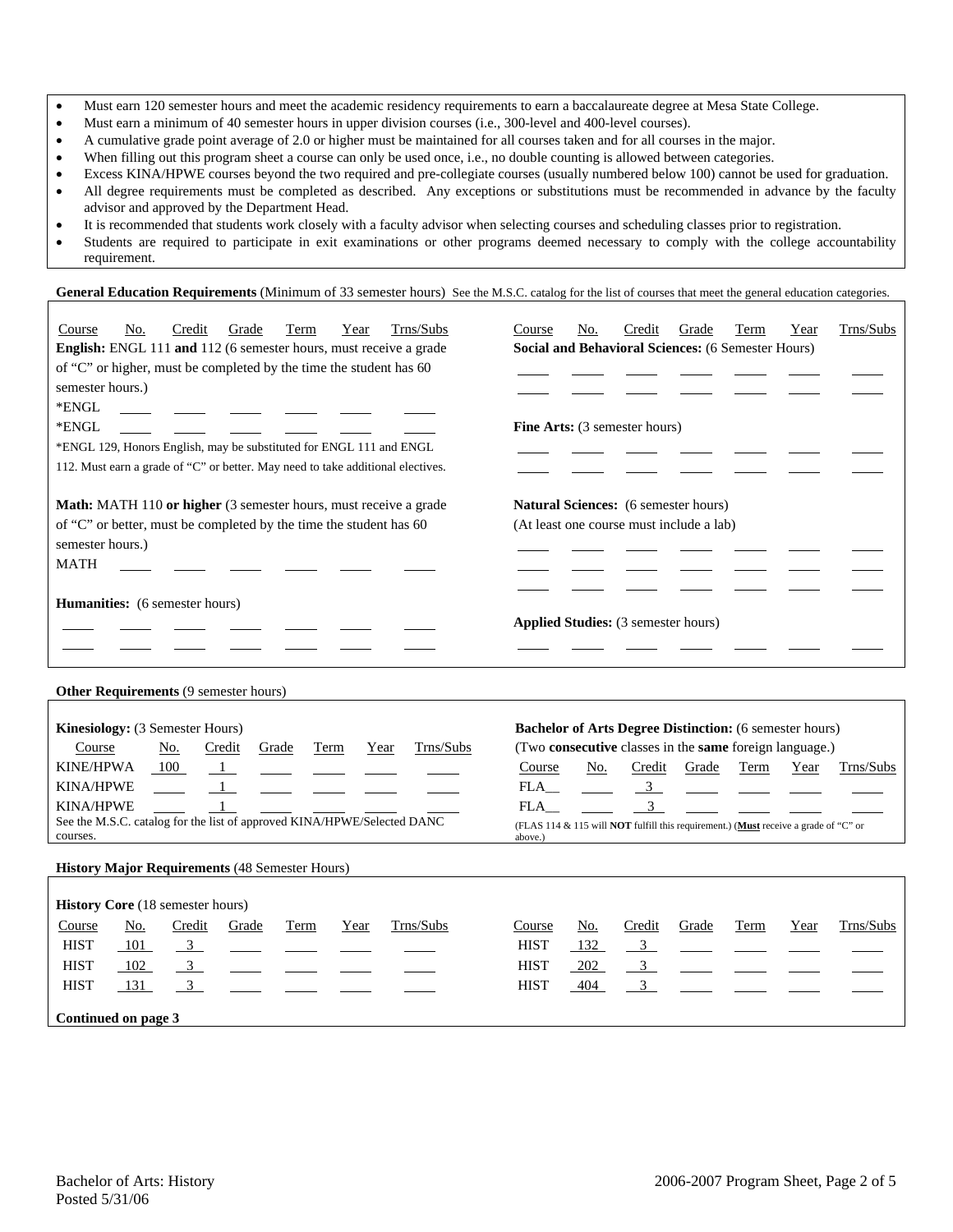- Must earn 120 semester hours and meet the academic residency requirements to earn a baccalaureate degree at Mesa State College.
- Must earn a minimum of 40 semester hours in upper division courses (i.e., 300-level and 400-level courses).
- A cumulative grade point average of 2.0 or higher must be maintained for all courses taken and for all courses in the major.
- When filling out this program sheet a course can only be used once, i.e., no double counting is allowed between categories.
- Excess KINA/HPWE courses beyond the two required and pre-collegiate courses (usually numbered below 100) cannot be used for graduation.
- All degree requirements must be completed as described. Any exceptions or substitutions must be recommended in advance by the faculty advisor and approved by the Department Head.
- It is recommended that students work closely with a faculty advisor when selecting courses and scheduling classes prior to registration.
- Students are required to participate in exit examinations or other programs deemed necessary to comply with the college accountability requirement.

**General Education Requirements** (Minimum of 33 semester hours) See the M.S.C. catalog for the list of courses that meet the general education categories.

**English:** ENGL 111 **and** 112 (6 semester hours, must receive a grade of "C" or higher, must be completed by the time the student has 60 semester hours.)

| Course | No. | Credit | Grade | Term | Year | Trns/Subs |
|---|---|---|---|---|---|---|
| *ENGL | | | | | | |
| *ENGL | | | | | | |

*ENGL 129, Honors English, may be substituted for ENGL 111 and ENGL 112. Must earn a grade of "C" or better. May need to take additional electives.

**Math:** MATH 110 **or higher** (3 semester hours, must receive a grade of "C" or better, must be completed by the time the student has 60 semester hours.)

| Course | No. | Credit | Grade | Term | Year | Trns/Subs |
|---|---|---|---|---|---|---|
| MATH | | | | | | |

**Humanities:** (6 semester hours)

| Course | No. | Credit | Grade | Term | Year | Trns/Subs |
|---|---|---|---|---|---|---|
| | | | | | | |
| | | | | | | |

**Social and Behavioral Sciences:** (6 Semester Hours)

| Course | No. | Credit | Grade | Term | Year | Trns/Subs |
|---|---|---|---|---|---|---|
| | | | | | | |
| | | | | | | |

**Fine Arts:** (3 semester hours)

| Course | No. | Credit | Grade | Term | Year | Trns/Subs |
|---|---|---|---|---|---|---|
| | | | | | | |
| | | | | | | |

**Natural Sciences:** (6 semester hours)
(At least one course must include a lab)

| Course | No. | Credit | Grade | Term | Year | Trns/Subs |
|---|---|---|---|---|---|---|
| | | | | | | |
| | | | | | | |
| | | | | | | |

**Applied Studies:** (3 semester hours)

| Course | No. | Credit | Grade | Term | Year | Trns/Subs |
|---|---|---|---|---|---|---|
| | | | | | | |

**Other Requirements** (9 semester hours)

**Kinesiology:** (3 Semester Hours)

| Course | No. | Credit | Grade | Term | Year | Trns/Subs |
|---|---|---|---|---|---|---|
| KINE/HPWA | 100 | 1 | | | | |
| KINA/HPWE | | 1 | | | | |
| KINA/HPWE | | 1 | | | | |

See the M.S.C. catalog for the list of approved KINA/HPWE/Selected DANC courses.

**Bachelor of Arts Degree Distinction:** (6 semester hours)
(Two **consecutive** classes in the **same** foreign language.)

| Course | No. | Credit | Grade | Term | Year | Trns/Subs |
|---|---|---|---|---|---|---|
| FLA__ | | 3 | | | | |
| FLA__ | | 3 | | | | |

(FLAS 114 & 115 will **NOT** fulfill this requirement.) (**Must** receive a grade of "C" or above.)

**History Major Requirements** (48 Semester Hours)

**History Core** (18 semester hours)

| Course | No. | Credit | Grade | Term | Year | Trns/Subs |
|---|---|---|---|---|---|---|
| HIST | 101 | 3 | | | | |
| HIST | 102 | 3 | | | | |
| HIST | 131 | 3 | | | | |
| HIST | 132 | 3 | | | | |
| HIST | 202 | 3 | | | | |
| HIST | 404 | 3 | | | | |

**Continued on page 3**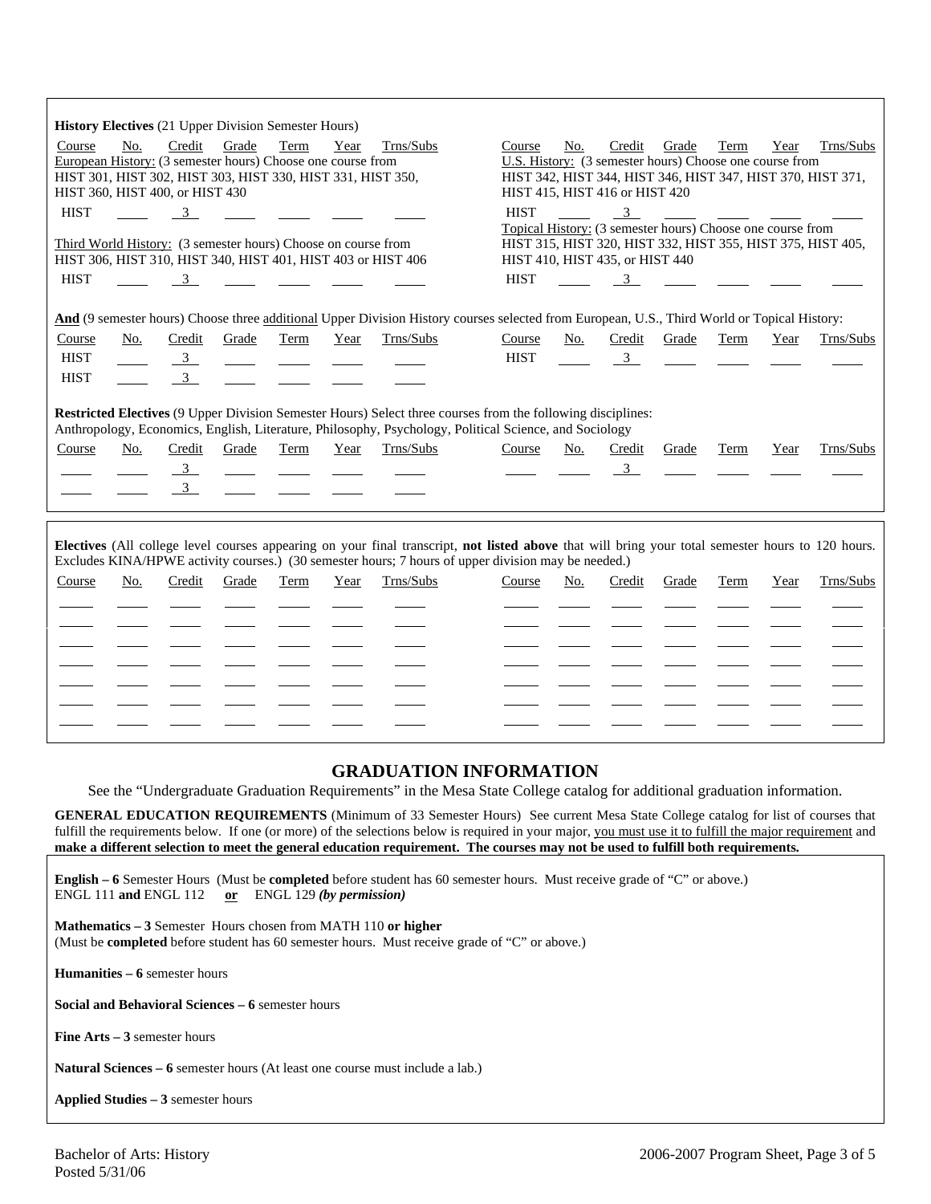**History Electives** (21 Upper Division Semester Hours)

| Course | No. | Credit | Grade | Term | Year | Trns/Subs |
|---|---|---|---|---|---|---|

European History: (3 semester hours) Choose one course from HIST 301, HIST 302, HIST 303, HIST 330, HIST 331, HIST 350, HIST 360, HIST 400, or HIST 430

| Course | No. | Credit | Grade | Term | Year | Trns/Subs |
|---|---|---|---|---|---|---|
| HIST | | 3 | | | | |

Third World History: (3 semester hours) Choose on course from HIST 306, HIST 310, HIST 340, HIST 401, HIST 403 or HIST 406

| Course | No. | Credit | Grade | Term | Year | Trns/Subs |
|---|---|---|---|---|---|---|
| HIST | | 3 | | | | |

U.S. History: (3 semester hours) Choose one course from HIST 342, HIST 344, HIST 346, HIST 347, HIST 370, HIST 371, HIST 415, HIST 416 or HIST 420

| Course | No. | Credit | Grade | Term | Year | Trns/Subs |
|---|---|---|---|---|---|---|
| HIST | | 3 | | | | |

Topical History: (3 semester hours) Choose one course from HIST 315, HIST 320, HIST 332, HIST 355, HIST 375, HIST 405, HIST 410, HIST 435, or HIST 440

| Course | No. | Credit | Grade | Term | Year | Trns/Subs |
|---|---|---|---|---|---|---|
| HIST | | 3 | | | | |

**And** (9 semester hours) Choose three additional Upper Division History courses selected from European, U.S., Third World or Topical History:

| Course | No. | Credit | Grade | Term | Year | Trns/Subs |
|---|---|---|---|---|---|---|
| HIST | | 3 | | | | |
| HIST | | 3 | | | | |
| HIST | | 3 | | | | |

**Restricted Electives** (9 Upper Division Semester Hours) Select three courses from the following disciplines: Anthropology, Economics, English, Literature, Philosophy, Psychology, Political Science, and Sociology

| Course | No. | Credit | Grade | Term | Year | Trns/Subs |
|---|---|---|---|---|---|---|
| | | 3 | | | | |
| | | 3 | | | | |
| | | 3 | | | | |

**Electives** (All college level courses appearing on your final transcript, **not listed above** that will bring your total semester hours to 120 hours. Excludes KINA/HPWE activity courses.) (30 semester hours; 7 hours of upper division may be needed.)

| Course | No. | Credit | Grade | Term | Year | Trns/Subs | Course | No. | Credit | Grade | Term | Year | Trns/Subs |
|---|---|---|---|---|---|---|---|---|---|---|---|---|---|
| | | | | | | | | | | | | | |
| | | | | | | | | | | | | | |
| | | | | | | | | | | | | | |
| | | | | | | | | | | | | | |
| | | | | | | | | | | | | | |
| | | | | | | | | | | | | | |
| | | | | | | | | | | | | | |

## GRADUATION INFORMATION

See the "Undergraduate Graduation Requirements" in the Mesa State College catalog for additional graduation information.

**GENERAL EDUCATION REQUIREMENTS** (Minimum of 33 Semester Hours) See current Mesa State College catalog for list of courses that fulfill the requirements below. If one (or more) of the selections below is required in your major, you must use it to fulfill the major requirement and **make a different selection to meet the general education requirement. The courses may not be used to fulfill both requirements.**

**English – 6** Semester Hours (Must be **completed** before student has 60 semester hours. Must receive grade of "C" or above.)
ENGL 111 **and** ENGL 112 **or** ENGL 129 ***(by permission)***

**Mathematics – 3** Semester Hours chosen from MATH 110 **or higher**
(Must be **completed** before student has 60 semester hours. Must receive grade of "C" or above.)

**Humanities – 6** semester hours

**Social and Behavioral Sciences – 6** semester hours

**Fine Arts – 3** semester hours

**Natural Sciences – 6** semester hours (At least one course must include a lab.)

**Applied Studies – 3** semester hours

Bachelor of Arts: History
Posted 5/31/06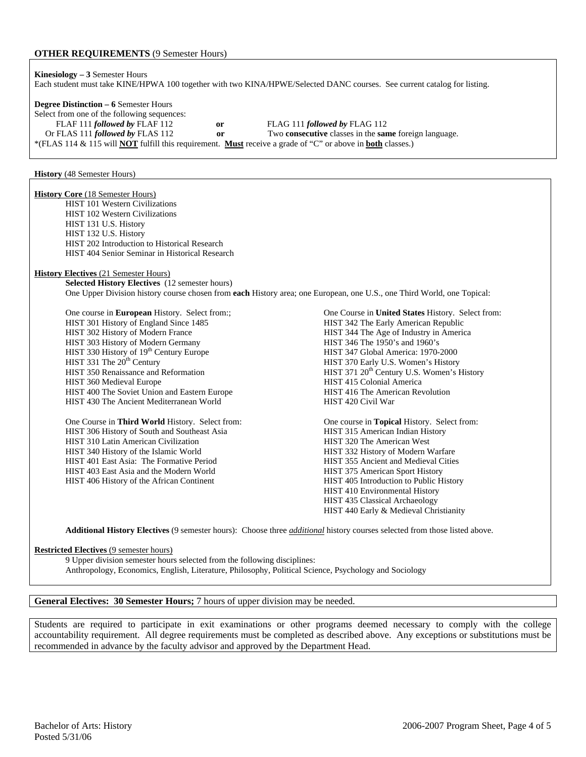**OTHER REQUIREMENTS** (9 Semester Hours)

**Kinesiology – 3** Semester Hours
Each student must take KINE/HPWA 100 together with two KINA/HPWE/Selected DANC courses. See current catalog for listing.

**Degree Distinction – 6** Semester Hours
Select from one of the following sequences:

FLAF 111 ***followed by*** FLAF 112 **or** FLAG 111 ***followed by*** FLAG 112
Or FLAS 111 ***followed by*** FLAS 112 **or** Two **consecutive** classes in the **same** foreign language.

*(FLAS 114 & 115 will **NOT** fulfill this requirement. **Must** receive a grade of "C" or above in **both** classes.)

**History** (48 Semester Hours)

**History Core** (18 Semester Hours)

- HIST 101 Western Civilizations
- HIST 102 Western Civilizations
- HIST 131 U.S. History
- HIST 132 U.S. History
- HIST 202 Introduction to Historical Research
- HIST 404 Senior Seminar in Historical Research

**History Electives** (21 Semester Hours)

**Selected History Electives** (12 semester hours)
One Upper Division history course chosen from **each** History area; one European, one U.S., one Third World, one Topical:

One course in **European** History. Select from:;

- HIST 301 History of England Since 1485
- HIST 302 History of Modern France
- HIST 303 History of Modern Germany
- HIST 330 History of 19th Century Europe
- HIST 331 The 20th Century
- HIST 350 Renaissance and Reformation
- HIST 360 Medieval Europe
- HIST 400 The Soviet Union and Eastern Europe
- HIST 430 The Ancient Mediterranean World

One Course in **United States** History. Select from:

- HIST 342 The Early American Republic
- HIST 344 The Age of Industry in America
- HIST 346 The 1950's and 1960's
- HIST 347 Global America: 1970-2000
- HIST 370 Early U.S. Women's History
- HIST 371 20th Century U.S. Women's History
- HIST 415 Colonial America
- HIST 416 The American Revolution
- HIST 420 Civil War

One Course in **Third World** History. Select from:

- HIST 306 History of South and Southeast Asia
- HIST 310 Latin American Civilization
- HIST 340 History of the Islamic World
- HIST 401 East Asia: The Formative Period
- HIST 403 East Asia and the Modern World
- HIST 406 History of the African Continent

One course in **Topical** History. Select from:

- HIST 315 American Indian History
- HIST 320 The American West
- HIST 332 History of Modern Warfare
- HIST 355 Ancient and Medieval Cities
- HIST 375 American Sport History
- HIST 405 Introduction to Public History
- HIST 410 Environmental History
- HIST 435 Classical Archaeology
- HIST 440 Early & Medieval Christianity

**Additional History Electives** (9 semester hours): Choose three ***additional*** history courses selected from those listed above.

**Restricted Electives** (9 semester hours)
9 Upper division semester hours selected from the following disciplines:
Anthropology, Economics, English, Literature, Philosophy, Political Science, Psychology and Sociology

**General Electives: 30 Semester Hours;** 7 hours of upper division may be needed.

Students are required to participate in exit examinations or other programs deemed necessary to comply with the college accountability requirement. All degree requirements must be completed as described above. Any exceptions or substitutions must be recommended in advance by the faculty advisor and approved by the Department Head.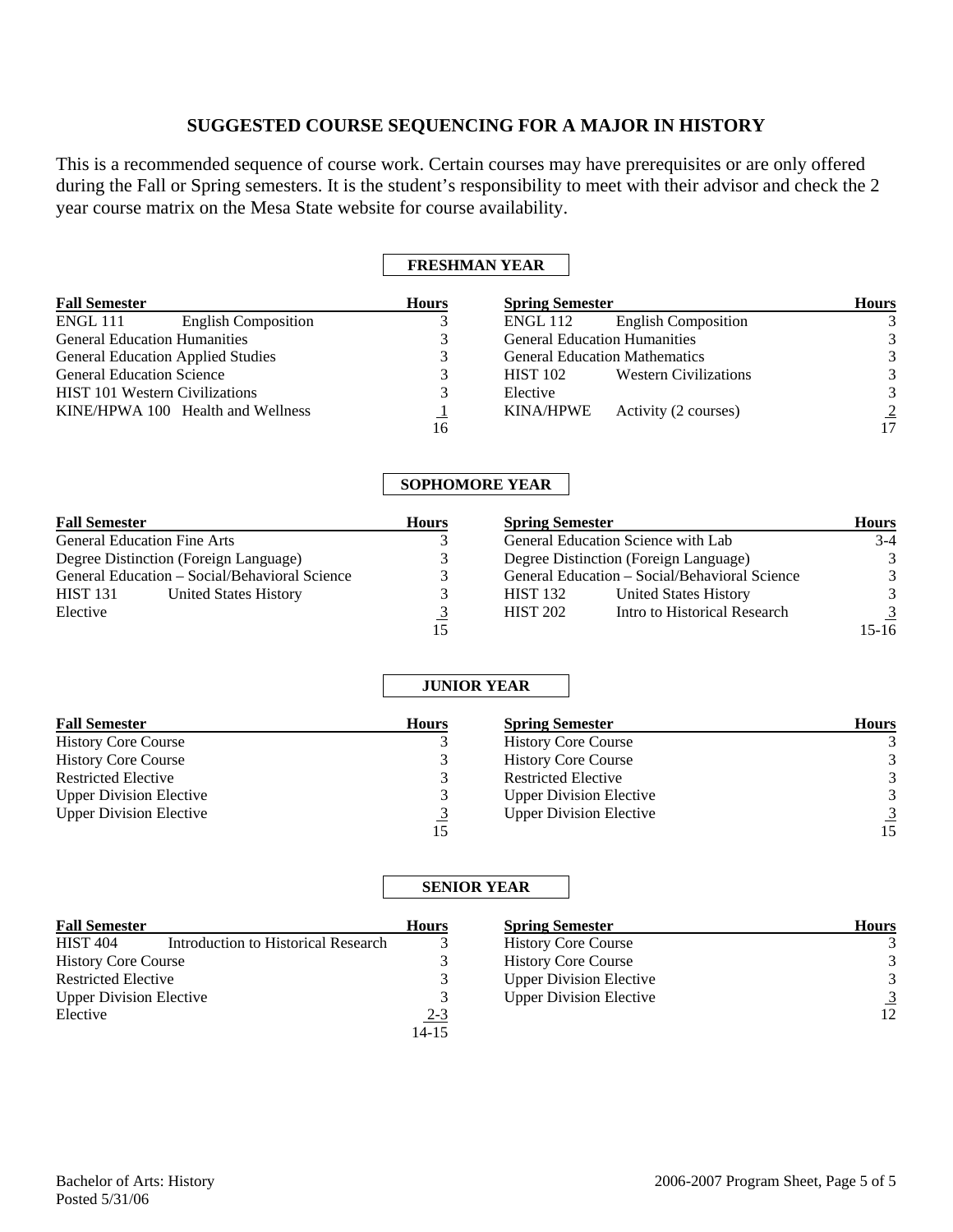# SUGGESTED COURSE SEQUENCING FOR A MAJOR IN HISTORY

This is a recommended sequence of course work. Certain courses may have prerequisites or are only offered during the Fall or Spring semesters. It is the student's responsibility to meet with their advisor and check the 2 year course matrix on the Mesa State website for course availability.

## FRESHMAN YEAR

| Fall Semester | Hours |
|---|---|
| ENGL 111 English Composition | 3 |
| General Education Humanities | 3 |
| General Education Applied Studies | 3 |
| General Education Science | 3 |
| HIST 101 Western Civilizations | 3 |
| KINE/HPWA 100 Health and Wellness | 1 |
| | 16 |

| Spring Semester | Hours |
|---|---|
| ENGL 112 English Composition | 3 |
| General Education Humanities | 3 |
| General Education Mathematics | 3 |
| HIST 102 Western Civilizations | 3 |
| Elective | 3 |
| KINA/HPWE Activity (2 courses) | 2 |
| | 17 |

## SOPHOMORE YEAR

| Fall Semester | Hours |
|---|---|
| General Education Fine Arts | 3 |
| Degree Distinction (Foreign Language) | 3 |
| General Education – Social/Behavioral Science | 3 |
| HIST 131 United States History | 3 |
| Elective | 3 |
| | 15 |

| Spring Semester | Hours |
|---|---|
| General Education Science with Lab | 3-4 |
| Degree Distinction (Foreign Language) | 3 |
| General Education – Social/Behavioral Science | 3 |
| HIST 132 United States History | 3 |
| HIST 202 Intro to Historical Research | 3 |
| | 15-16 |

## JUNIOR YEAR

| Fall Semester | Hours |
|---|---|
| History Core Course | 3 |
| History Core Course | 3 |
| Restricted Elective | 3 |
| Upper Division Elective | 3 |
| Upper Division Elective | 3 |
| | 15 |

| Spring Semester | Hours |
|---|---|
| History Core Course | 3 |
| History Core Course | 3 |
| Restricted Elective | 3 |
| Upper Division Elective | 3 |
| Upper Division Elective | 3 |
| | 15 |

## SENIOR YEAR

| Fall Semester | Hours |
|---|---|
| HIST 404 Introduction to Historical Research | 3 |
| History Core Course | 3 |
| Restricted Elective | 3 |
| Upper Division Elective | 3 |
| Elective | 2-3 |
| | 14-15 |

| Spring Semester | Hours |
|---|---|
| History Core Course | 3 |
| History Core Course | 3 |
| Upper Division Elective | 3 |
| Upper Division Elective | 3 |
| | 12 |

Bachelor of Arts: History
Posted 5/31/06